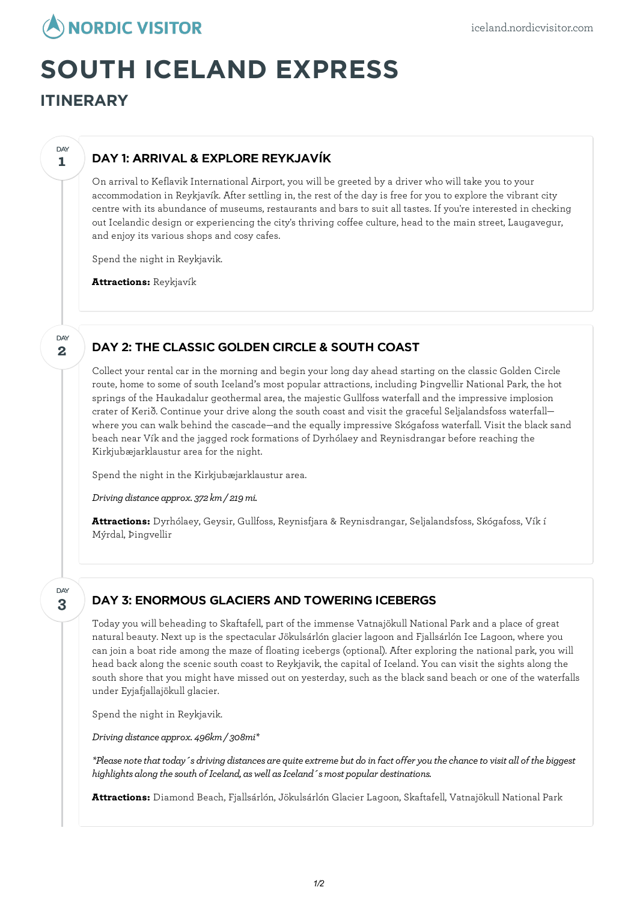NORDIC VISITOR

# SOUTH ICELAND EXPRESS

## ITINERARY

### DAY 1: ARRIVAL & EXPLORE REYKJAVÍK

On arrival to Keflavik International Airport, you will be greeted by a driver who will take you to your accommodation in Reykjavík. After settling in, the rest of the day is free for you to explore the vibrant city centre with its abundance of museums, restaurants and bars to suit all tastes. If you're interested in checking out Icelandic design or experiencing the city's thriving coffee culture, head to the main street, Laugavegur, and enjoy its various shops and cosy cafes.

Spend the night in Reykjavik.

**Attractions:** Reykjavík

### DAY 2: THE CLASSIC GOLDEN CIRCLE & SOUTH COAST

Collect your rental car in the morning and begin your long day ahead starting on the classic Golden Circle route, home to some of south Iceland's most popular attractions, including Þingvellir National Park, the hot springs of the Haukadalur geothermal area, the majestic Gullfoss waterfall and the impressive implosion crater of Kerið. Continue your drive along the south coast and visit the graceful Seljalandsfoss waterfall—where you can walk behind the cascade—and the equally impressive Skógafoss waterfall. Visit the black sand beach near Vík and the jagged rock formations of Dyrhólaey and Reynisdrangar before reaching the Kirkjubæjarklaustur area for the night.

Spend the night in the Kirkjubæjarklaustur area.

*Driving distance approx. 372 km / 219 mi.*

**Attractions:** Dyrhólaey, Geysir, Gullfoss, Reynisfjara & Reynisdrangar, Seljalandsfoss, Skógafoss, Vík í Mýrdal, Þingvellir

### DAY 3: ENORMOUS GLACIERS AND TOWERING ICEBERGS

Today you will beheading to Skaftafell, part of the immense Vatnajökull National Park and a place of great natural beauty. Next up is the spectacular Jökulsárlón glacier lagoon and Fjallsárlón Ice Lagoon, where you can join a boat ride among the maze of floating icebergs (optional). After exploring the national park, you will head back along the scenic south coast to Reykjavik, the capital of Iceland. You can visit the sights along the south shore that you might have missed out on yesterday, such as the black sand beach or one of the waterfalls under Eyjafjallajökull glacier.

Spend the night in Reykjavik.

*Driving distance approx. 496km / 308mi**

**Please note that today´s driving distances are quite extreme but do in fact offer you the chance to visit all of the biggest highlights along the south of Iceland, as well as Iceland´s most popular destinations.*

**Attractions:** Diamond Beach, Fjallsárlón, Jökulsárlón Glacier Lagoon, Skaftafell, Vatnajökull National Park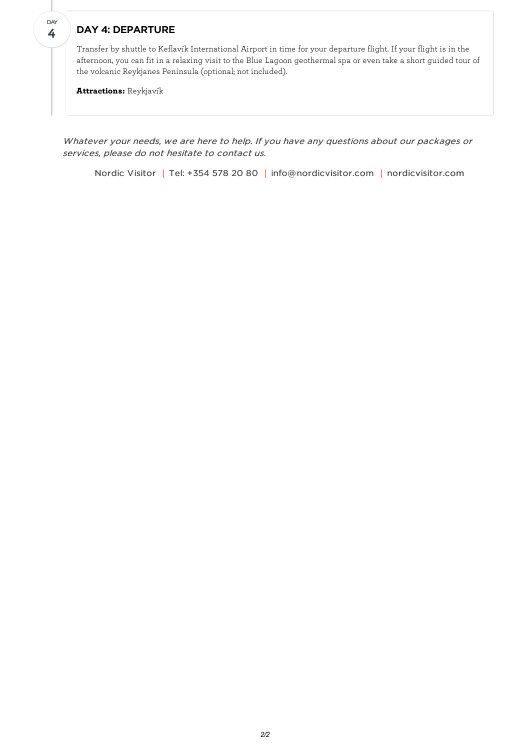DAY 4

## DAY 4: DEPARTURE

Transfer by shuttle to Keflavík International Airport in time for your departure flight. If your flight is in the afternoon, you can fit in a relaxing visit to the Blue Lagoon geothermal spa or even take a short guided tour of the volcanic Reykjanes Peninsula (optional; not included).

**Attractions:** Reykjavík

*Whatever your needs, we are here to help. If you have any questions about our packages or services, please do not hesitate to contact us.*

Nordic Visitor | Tel: +354 578 20 80 | info@nordicvisitor.com | nordicvisitor.com